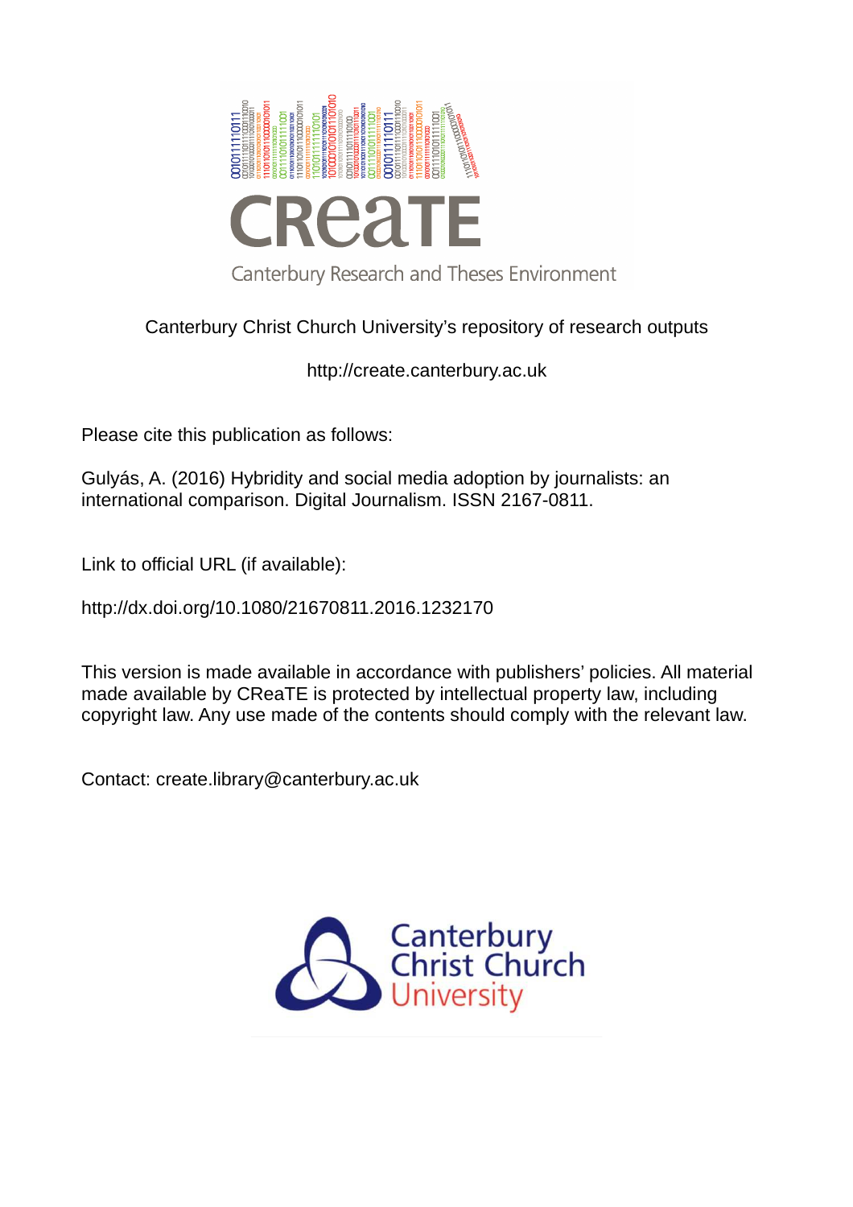CReaTE

Canterbury Research and Theses Environment

Canterbury Christ Church University's repository of research outputs

http://create.canterbury.ac.uk

Please cite this publication as follows:

Gulyás, A. (2016) Hybridity and social media adoption by journalists: an international comparison. Digital Journalism. ISSN 2167-0811.

Link to official URL (if available):

http://dx.doi.org/10.1080/21670811.2016.1232170

This version is made available in accordance with publishers' policies. All material made available by CReaTE is protected by intellectual property law, including copyright law. Any use made of the contents should comply with the relevant law.

Contact: create.library@canterbury.ac.uk

Canterbury Christ Church University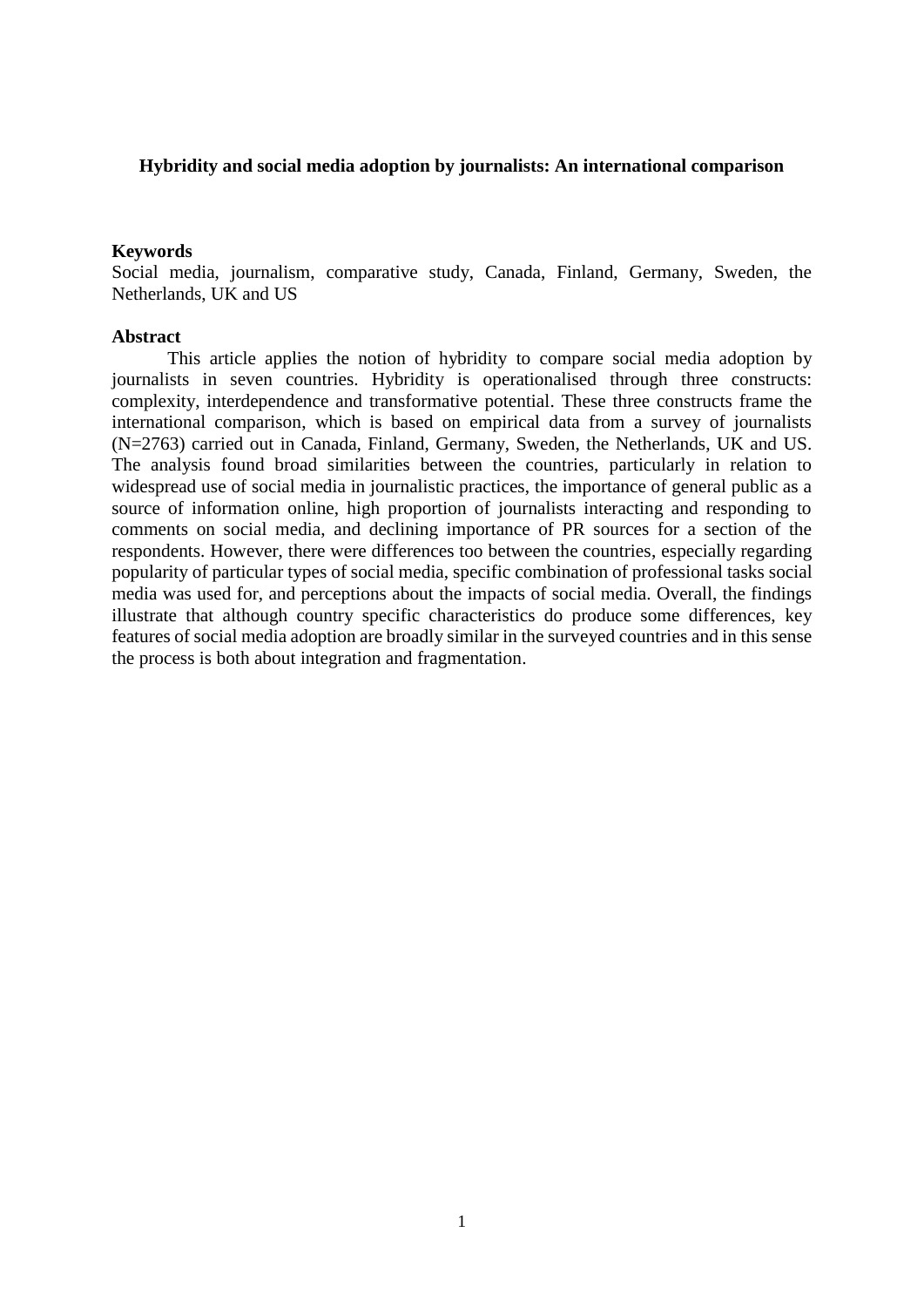**Hybridity and social media adoption by journalists: An international comparison**

**Keywords**

Social media, journalism, comparative study, Canada, Finland, Germany, Sweden, the Netherlands, UK and US

**Abstract**

This article applies the notion of hybridity to compare social media adoption by journalists in seven countries. Hybridity is operationalised through three constructs: complexity, interdependence and transformative potential. These three constructs frame the international comparison, which is based on empirical data from a survey of journalists (N=2763) carried out in Canada, Finland, Germany, Sweden, the Netherlands, UK and US. The analysis found broad similarities between the countries, particularly in relation to widespread use of social media in journalistic practices, the importance of general public as a source of information online, high proportion of journalists interacting and responding to comments on social media, and declining importance of PR sources for a section of the respondents. However, there were differences too between the countries, especially regarding popularity of particular types of social media, specific combination of professional tasks social media was used for, and perceptions about the impacts of social media. Overall, the findings illustrate that although country specific characteristics do produce some differences, key features of social media adoption are broadly similar in the surveyed countries and in this sense the process is both about integration and fragmentation.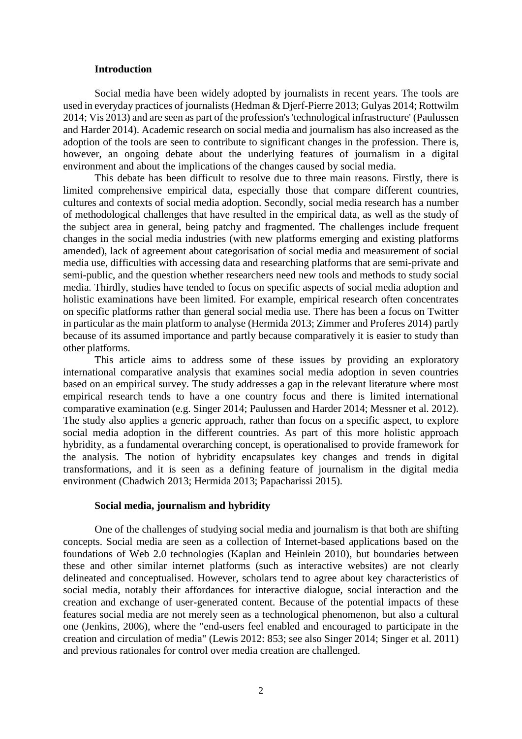## Introduction

Social media have been widely adopted by journalists in recent years. The tools are used in everyday practices of journalists (Hedman & Djerf-Pierre 2013; Gulyas 2014; Rottwilm 2014; Vis 2013) and are seen as part of the profession's 'technological infrastructure' (Paulussen and Harder 2014). Academic research on social media and journalism has also increased as the adoption of the tools are seen to contribute to significant changes in the profession. There is, however, an ongoing debate about the underlying features of journalism in a digital environment and about the implications of the changes caused by social media.

This debate has been difficult to resolve due to three main reasons. Firstly, there is limited comprehensive empirical data, especially those that compare different countries, cultures and contexts of social media adoption. Secondly, social media research has a number of methodological challenges that have resulted in the empirical data, as well as the study of the subject area in general, being patchy and fragmented. The challenges include frequent changes in the social media industries (with new platforms emerging and existing platforms amended), lack of agreement about categorisation of social media and measurement of social media use, difficulties with accessing data and researching platforms that are semi-private and semi-public, and the question whether researchers need new tools and methods to study social media. Thirdly, studies have tended to focus on specific aspects of social media adoption and holistic examinations have been limited. For example, empirical research often concentrates on specific platforms rather than general social media use. There has been a focus on Twitter in particular as the main platform to analyse (Hermida 2013; Zimmer and Proferes 2014) partly because of its assumed importance and partly because comparatively it is easier to study than other platforms.

This article aims to address some of these issues by providing an exploratory international comparative analysis that examines social media adoption in seven countries based on an empirical survey. The study addresses a gap in the relevant literature where most empirical research tends to have a one country focus and there is limited international comparative examination (e.g. Singer 2014; Paulussen and Harder 2014; Messner et al. 2012). The study also applies a generic approach, rather than focus on a specific aspect, to explore social media adoption in the different countries. As part of this more holistic approach hybridity, as a fundamental overarching concept, is operationalised to provide framework for the analysis. The notion of hybridity encapsulates key changes and trends in digital transformations, and it is seen as a defining feature of journalism in the digital media environment (Chadwich 2013; Hermida 2013; Papacharissi 2015).

## Social media, journalism and hybridity

One of the challenges of studying social media and journalism is that both are shifting concepts. Social media are seen as a collection of Internet-based applications based on the foundations of Web 2.0 technologies (Kaplan and Heinlein 2010), but boundaries between these and other similar internet platforms (such as interactive websites) are not clearly delineated and conceptualised. However, scholars tend to agree about key characteristics of social media, notably their affordances for interactive dialogue, social interaction and the creation and exchange of user-generated content. Because of the potential impacts of these features social media are not merely seen as a technological phenomenon, but also a cultural one (Jenkins, 2006), where the "end-users feel enabled and encouraged to participate in the creation and circulation of media" (Lewis 2012: 853; see also Singer 2014; Singer et al. 2011) and previous rationales for control over media creation are challenged.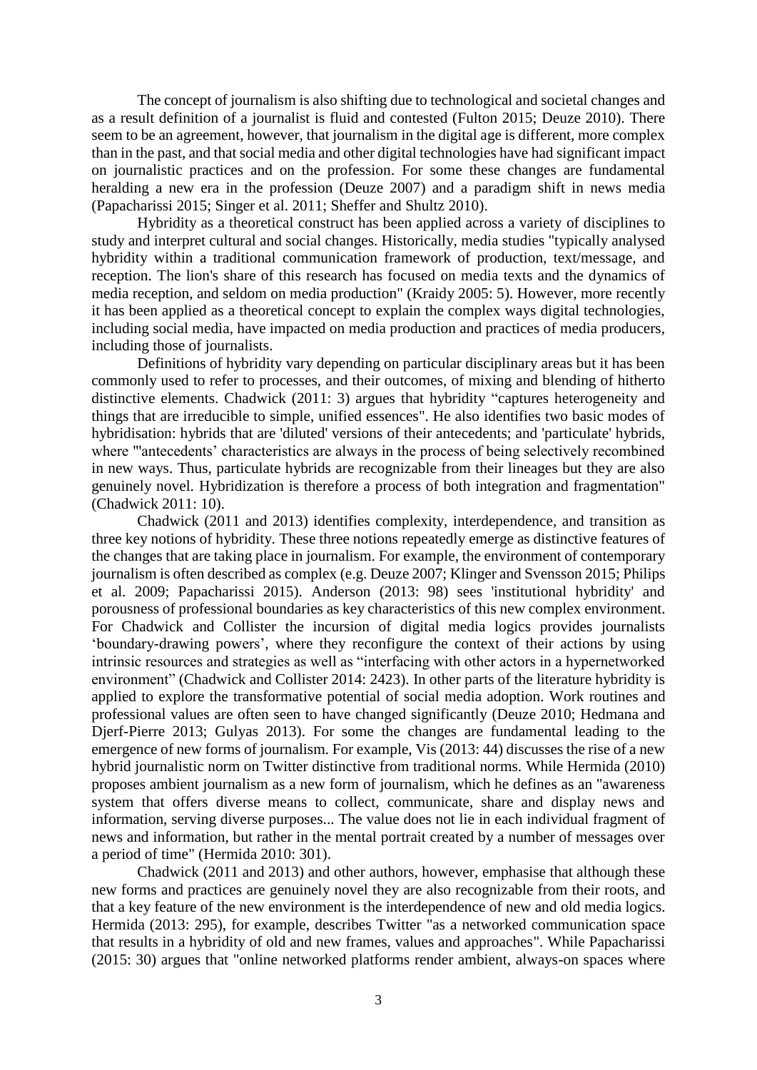The concept of journalism is also shifting due to technological and societal changes and as a result definition of a journalist is fluid and contested (Fulton 2015; Deuze 2010). There seem to be an agreement, however, that journalism in the digital age is different, more complex than in the past, and that social media and other digital technologies have had significant impact on journalistic practices and on the profession. For some these changes are fundamental heralding a new era in the profession (Deuze 2007) and a paradigm shift in news media (Papacharissi 2015; Singer et al. 2011; Sheffer and Shultz 2010).

Hybridity as a theoretical construct has been applied across a variety of disciplines to study and interpret cultural and social changes. Historically, media studies "typically analysed hybridity within a traditional communication framework of production, text/message, and reception. The lion's share of this research has focused on media texts and the dynamics of media reception, and seldom on media production" (Kraidy 2005: 5). However, more recently it has been applied as a theoretical concept to explain the complex ways digital technologies, including social media, have impacted on media production and practices of media producers, including those of journalists.

Definitions of hybridity vary depending on particular disciplinary areas but it has been commonly used to refer to processes, and their outcomes, of mixing and blending of hitherto distinctive elements. Chadwick (2011: 3) argues that hybridity "captures heterogeneity and things that are irreducible to simple, unified essences". He also identifies two basic modes of hybridisation: hybrids that are 'diluted' versions of their antecedents; and 'particulate' hybrids, where "'antecedents' characteristics are always in the process of being selectively recombined in new ways. Thus, particulate hybrids are recognizable from their lineages but they are also genuinely novel. Hybridization is therefore a process of both integration and fragmentation" (Chadwick 2011: 10).

Chadwick (2011 and 2013) identifies complexity, interdependence, and transition as three key notions of hybridity. These three notions repeatedly emerge as distinctive features of the changes that are taking place in journalism. For example, the environment of contemporary journalism is often described as complex (e.g. Deuze 2007; Klinger and Svensson 2015; Philips et al. 2009; Papacharissi 2015). Anderson (2013: 98) sees 'institutional hybridity' and porousness of professional boundaries as key characteristics of this new complex environment. For Chadwick and Collister the incursion of digital media logics provides journalists 'boundary-drawing powers', where they reconfigure the context of their actions by using intrinsic resources and strategies as well as "interfacing with other actors in a hypernetworked environment" (Chadwick and Collister 2014: 2423). In other parts of the literature hybridity is applied to explore the transformative potential of social media adoption. Work routines and professional values are often seen to have changed significantly (Deuze 2010; Hedmana and Djerf-Pierre 2013; Gulyas 2013). For some the changes are fundamental leading to the emergence of new forms of journalism. For example, Vis (2013: 44) discusses the rise of a new hybrid journalistic norm on Twitter distinctive from traditional norms. While Hermida (2010) proposes ambient journalism as a new form of journalism, which he defines as an "awareness system that offers diverse means to collect, communicate, share and display news and information, serving diverse purposes... The value does not lie in each individual fragment of news and information, but rather in the mental portrait created by a number of messages over a period of time" (Hermida 2010: 301).

Chadwick (2011 and 2013) and other authors, however, emphasise that although these new forms and practices are genuinely novel they are also recognizable from their roots, and that a key feature of the new environment is the interdependence of new and old media logics. Hermida (2013: 295), for example, describes Twitter "as a networked communication space that results in a hybridity of old and new frames, values and approaches". While Papacharissi (2015: 30) argues that "online networked platforms render ambient, always-on spaces where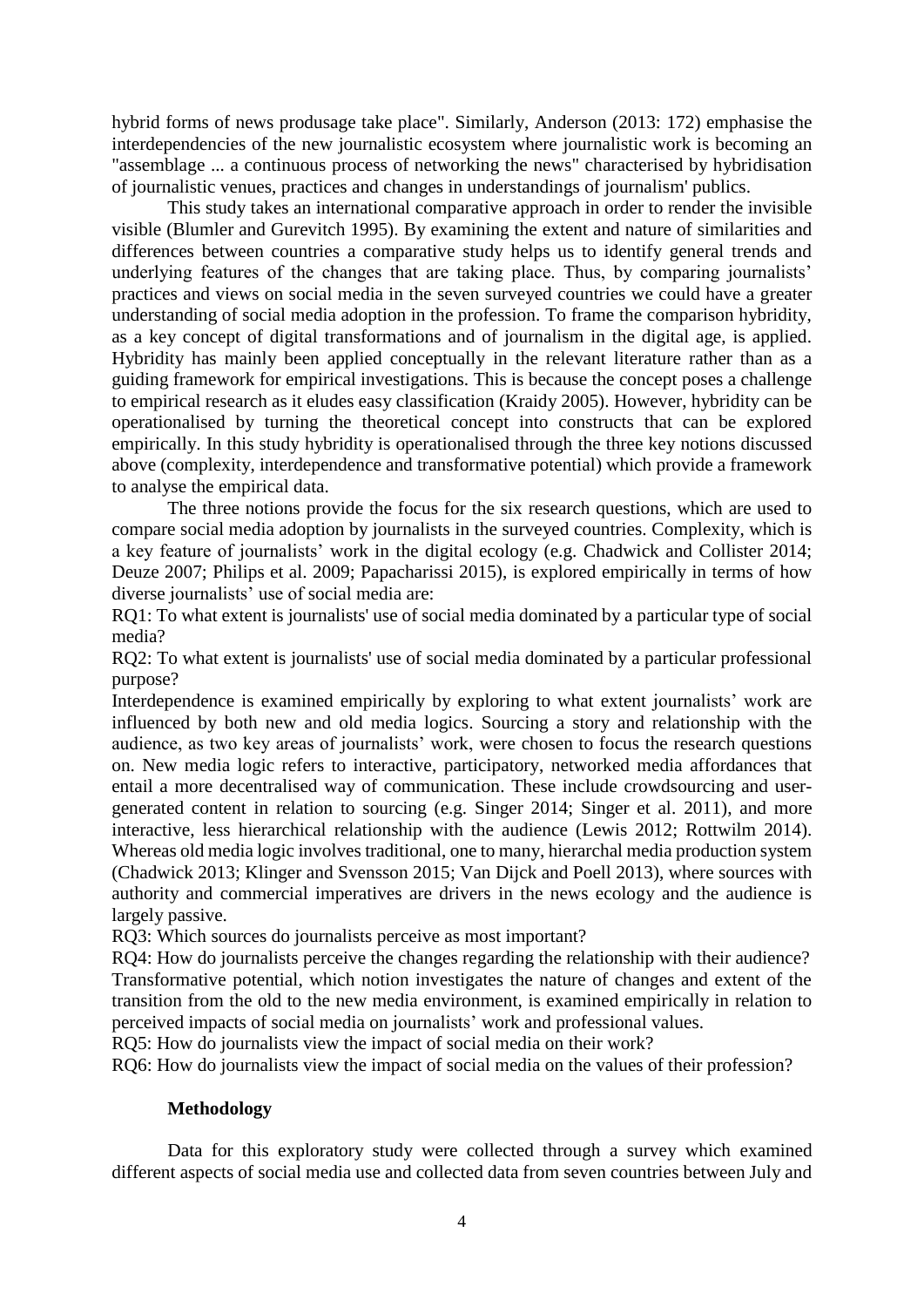hybrid forms of news produsage take place". Similarly, Anderson (2013: 172) emphasise the interdependencies of the new journalistic ecosystem where journalistic work is becoming an "assemblage ... a continuous process of networking the news" characterised by hybridisation of journalistic venues, practices and changes in understandings of journalism' publics.

This study takes an international comparative approach in order to render the invisible visible (Blumler and Gurevitch 1995). By examining the extent and nature of similarities and differences between countries a comparative study helps us to identify general trends and underlying features of the changes that are taking place. Thus, by comparing journalists' practices and views on social media in the seven surveyed countries we could have a greater understanding of social media adoption in the profession. To frame the comparison hybridity, as a key concept of digital transformations and of journalism in the digital age, is applied. Hybridity has mainly been applied conceptually in the relevant literature rather than as a guiding framework for empirical investigations. This is because the concept poses a challenge to empirical research as it eludes easy classification (Kraidy 2005). However, hybridity can be operationalised by turning the theoretical concept into constructs that can be explored empirically. In this study hybridity is operationalised through the three key notions discussed above (complexity, interdependence and transformative potential) which provide a framework to analyse the empirical data.

The three notions provide the focus for the six research questions, which are used to compare social media adoption by journalists in the surveyed countries. Complexity, which is a key feature of journalists' work in the digital ecology (e.g. Chadwick and Collister 2014; Deuze 2007; Philips et al. 2009; Papacharissi 2015), is explored empirically in terms of how diverse journalists' use of social media are:

RQ1: To what extent is journalists' use of social media dominated by a particular type of social media?

RQ2: To what extent is journalists' use of social media dominated by a particular professional purpose?

Interdependence is examined empirically by exploring to what extent journalists' work are influenced by both new and old media logics. Sourcing a story and relationship with the audience, as two key areas of journalists' work, were chosen to focus the research questions on. New media logic refers to interactive, participatory, networked media affordances that entail a more decentralised way of communication. These include crowdsourcing and user-generated content in relation to sourcing (e.g. Singer 2014; Singer et al. 2011), and more interactive, less hierarchical relationship with the audience (Lewis 2012; Rottwilm 2014). Whereas old media logic involves traditional, one to many, hierarchal media production system (Chadwick 2013; Klinger and Svensson 2015; Van Dijck and Poell 2013), where sources with authority and commercial imperatives are drivers in the news ecology and the audience is largely passive.

RQ3: Which sources do journalists perceive as most important?

RQ4: How do journalists perceive the changes regarding the relationship with their audience?

Transformative potential, which notion investigates the nature of changes and extent of the transition from the old to the new media environment, is examined empirically in relation to perceived impacts of social media on journalists' work and professional values.

RQ5: How do journalists view the impact of social media on their work?

RQ6: How do journalists view the impact of social media on the values of their profession?

## Methodology

Data for this exploratory study were collected through a survey which examined different aspects of social media use and collected data from seven countries between July and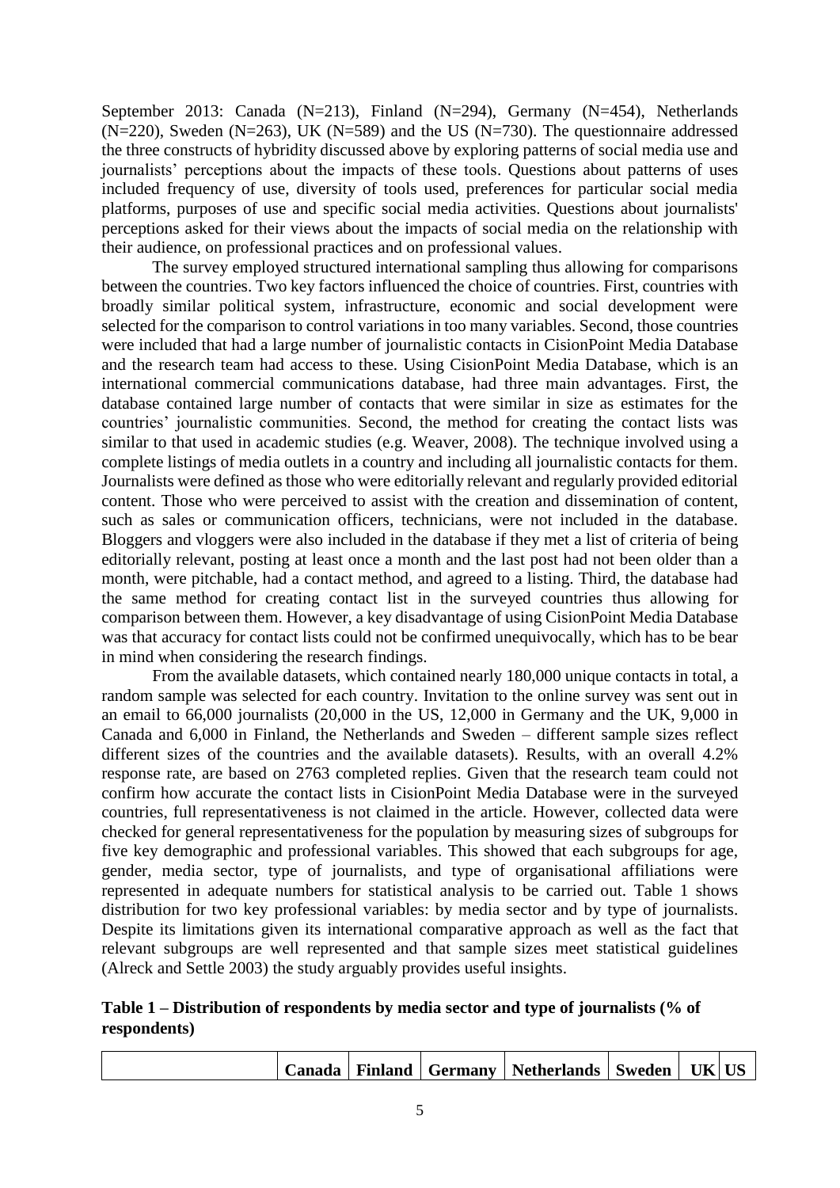September 2013: Canada (N=213), Finland (N=294), Germany (N=454), Netherlands (N=220), Sweden (N=263), UK (N=589) and the US (N=730). The questionnaire addressed the three constructs of hybridity discussed above by exploring patterns of social media use and journalists' perceptions about the impacts of these tools. Questions about patterns of uses included frequency of use, diversity of tools used, preferences for particular social media platforms, purposes of use and specific social media activities. Questions about journalists' perceptions asked for their views about the impacts of social media on the relationship with their audience, on professional practices and on professional values.

The survey employed structured international sampling thus allowing for comparisons between the countries. Two key factors influenced the choice of countries. First, countries with broadly similar political system, infrastructure, economic and social development were selected for the comparison to control variations in too many variables. Second, those countries were included that had a large number of journalistic contacts in CisionPoint Media Database and the research team had access to these. Using CisionPoint Media Database, which is an international commercial communications database, had three main advantages. First, the database contained large number of contacts that were similar in size as estimates for the countries' journalistic communities. Second, the method for creating the contact lists was similar to that used in academic studies (e.g. Weaver, 2008). The technique involved using a complete listings of media outlets in a country and including all journalistic contacts for them. Journalists were defined as those who were editorially relevant and regularly provided editorial content. Those who were perceived to assist with the creation and dissemination of content, such as sales or communication officers, technicians, were not included in the database. Bloggers and vloggers were also included in the database if they met a list of criteria of being editorially relevant, posting at least once a month and the last post had not been older than a month, were pitchable, had a contact method, and agreed to a listing. Third, the database had the same method for creating contact list in the surveyed countries thus allowing for comparison between them. However, a key disadvantage of using CisionPoint Media Database was that accuracy for contact lists could not be confirmed unequivocally, which has to be bear in mind when considering the research findings.

From the available datasets, which contained nearly 180,000 unique contacts in total, a random sample was selected for each country. Invitation to the online survey was sent out in an email to 66,000 journalists (20,000 in the US, 12,000 in Germany and the UK, 9,000 in Canada and 6,000 in Finland, the Netherlands and Sweden – different sample sizes reflect different sizes of the countries and the available datasets). Results, with an overall 4.2% response rate, are based on 2763 completed replies. Given that the research team could not confirm how accurate the contact lists in CisionPoint Media Database were in the surveyed countries, full representativeness is not claimed in the article. However, collected data were checked for general representativeness for the population by measuring sizes of subgroups for five key demographic and professional variables. This showed that each subgroups for age, gender, media sector, type of journalists, and type of organisational affiliations were represented in adequate numbers for statistical analysis to be carried out. Table 1 shows distribution for two key professional variables: by media sector and by type of journalists. Despite its limitations given its international comparative approach as well as the fact that relevant subgroups are well represented and that sample sizes meet statistical guidelines (Alreck and Settle 2003) the study arguably provides useful insights.

**Table 1 – Distribution of respondents by media sector and type of journalists (% of respondents)**

| | Canada | Finland | Germany | Netherlands | Sweden | UK | US |
|---|---|---|---|---|---|---|---|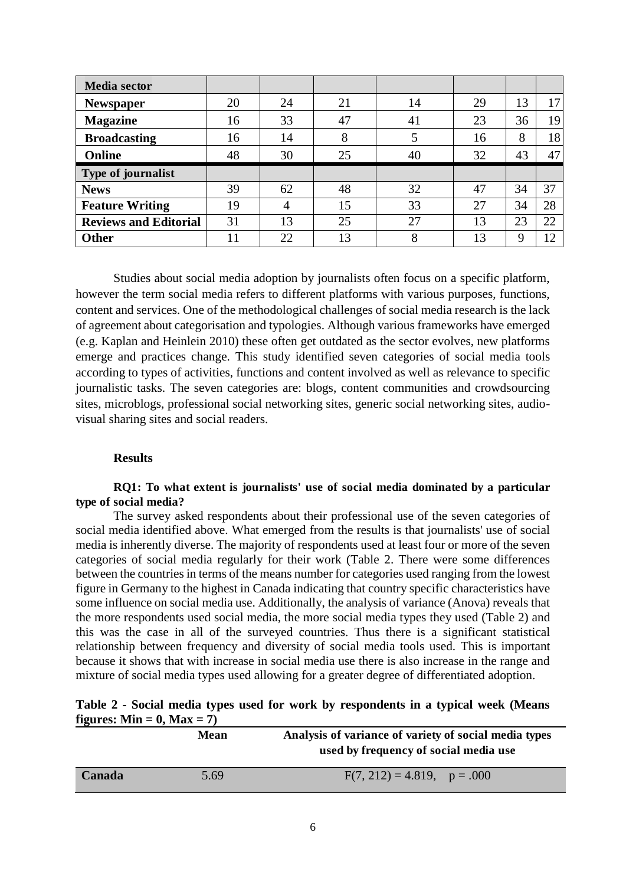| Media sector | | | | | | | |
|---|---|---|---|---|---|---|---|
| **Newspaper** | 20 | 24 | 21 | 14 | 29 | 13 | 17 |
| **Magazine** | 16 | 33 | 47 | 41 | 23 | 36 | 19 |
| **Broadcasting** | 16 | 14 | 8 | 5 | 16 | 8 | 18 |
| **Online** | 48 | 30 | 25 | 40 | 32 | 43 | 47 |
| **Type of journalist** | | | | | | | |
| **News** | 39 | 62 | 48 | 32 | 47 | 34 | 37 |
| **Feature Writing** | 19 | 4 | 15 | 33 | 27 | 34 | 28 |
| **Reviews and Editorial** | 31 | 13 | 25 | 27 | 13 | 23 | 22 |
| **Other** | 11 | 22 | 13 | 8 | 13 | 9 | 12 |

Studies about social media adoption by journalists often focus on a specific platform, however the term social media refers to different platforms with various purposes, functions, content and services. One of the methodological challenges of social media research is the lack of agreement about categorisation and typologies. Although various frameworks have emerged (e.g. Kaplan and Heinlein 2010) these often get outdated as the sector evolves, new platforms emerge and practices change. This study identified seven categories of social media tools according to types of activities, functions and content involved as well as relevance to specific journalistic tasks. The seven categories are: blogs, content communities and crowdsourcing sites, microblogs, professional social networking sites, generic social networking sites, audio-visual sharing sites and social readers.

### Results

**RQ1: To what extent is journalists' use of social media dominated by a particular type of social media?**

The survey asked respondents about their professional use of the seven categories of social media identified above. What emerged from the results is that journalists' use of social media is inherently diverse. The majority of respondents used at least four or more of the seven categories of social media regularly for their work (Table 2. There were some differences between the countries in terms of the means number for categories used ranging from the lowest figure in Germany to the highest in Canada indicating that country specific characteristics have some influence on social media use. Additionally, the analysis of variance (Anova) reveals that the more respondents used social media, the more social media types they used (Table 2) and this was the case in all of the surveyed countries. Thus there is a significant statistical relationship between frequency and diversity of social media tools used. This is important because it shows that with increase in social media use there is also increase in the range and mixture of social media types used allowing for a greater degree of differentiated adoption.

**Table 2 - Social media types used for work by respondents in a typical week (Means figures: Min = 0, Max = 7)**

| | Mean | Analysis of variance of variety of social media types used by frequency of social media use |
|---|---|---|
| **Canada** | 5.69 | $F(7, 212) = 4.819$, $p = .000$ |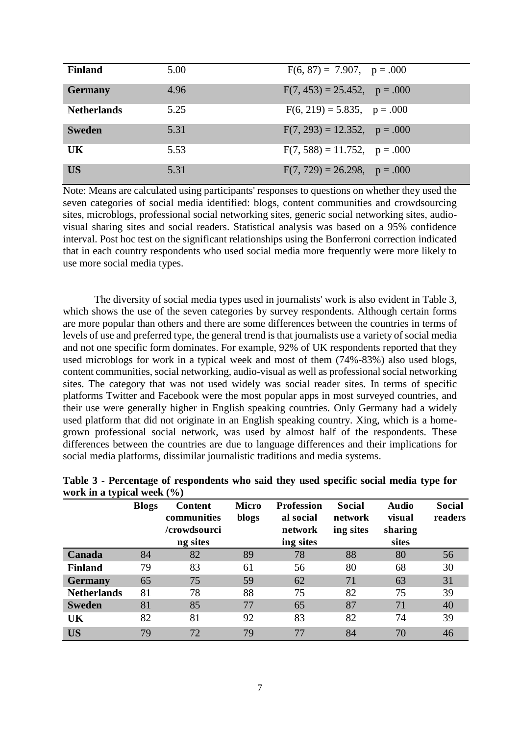| | | |
|---|---|---|
| **Finland** | 5.00 | $F(6, 87) = 7.907, \quad p = .000$ |
| **Germany** | 4.96 | $F(7, 453) = 25.452, \quad p = .000$ |
| **Netherlands** | 5.25 | $F(6, 219) = 5.835, \quad p = .000$ |
| **Sweden** | 5.31 | $F(7, 293) = 12.352, \quad p = .000$ |
| **UK** | 5.53 | $F(7, 588) = 11.752, \quad p = .000$ |
| **US** | 5.31 | $F(7, 729) = 26.298, \quad p = .000$ |

Note: Means are calculated using participants' responses to questions on whether they used the seven categories of social media identified: blogs, content communities and crowdsourcing sites, microblogs, professional social networking sites, generic social networking sites, audio-visual sharing sites and social readers. Statistical analysis was based on a 95% confidence interval. Post hoc test on the significant relationships using the Bonferroni correction indicated that in each country respondents who used social media more frequently were more likely to use more social media types.

The diversity of social media types used in journalists' work is also evident in Table 3, which shows the use of the seven categories by survey respondents. Although certain forms are more popular than others and there are some differences between the countries in terms of levels of use and preferred type, the general trend is that journalists use a variety of social media and not one specific form dominates. For example, 92% of UK respondents reported that they used microblogs for work in a typical week and most of them (74%-83%) also used blogs, content communities, social networking, audio-visual as well as professional social networking sites. The category that was not used widely was social reader sites. In terms of specific platforms Twitter and Facebook were the most popular apps in most surveyed countries, and their use were generally higher in English speaking countries. Only Germany had a widely used platform that did not originate in an English speaking country. Xing, which is a home-grown professional social network, was used by almost half of the respondents. These differences between the countries are due to language differences and their implications for social media platforms, dissimilar journalistic traditions and media systems.

**Table 3 - Percentage of respondents who said they used specific social media type for work in a typical week (%)**

| | Blogs | Content communities /crowdsourcing sites | Micro blogs | Professional social networking sites | Social networking sites | Audio visual sharing sites | Social readers |
|---|---|---|---|---|---|---|---|
| **Canada** | 84 | 82 | 89 | 78 | 88 | 80 | 56 |
| **Finland** | 79 | 83 | 61 | 56 | 80 | 68 | 30 |
| **Germany** | 65 | 75 | 59 | 62 | 71 | 63 | 31 |
| **Netherlands** | 81 | 78 | 88 | 75 | 82 | 75 | 39 |
| **Sweden** | 81 | 85 | 77 | 65 | 87 | 71 | 40 |
| **UK** | 82 | 81 | 92 | 83 | 82 | 74 | 39 |
| **US** | 79 | 72 | 79 | 77 | 84 | 70 | 46 |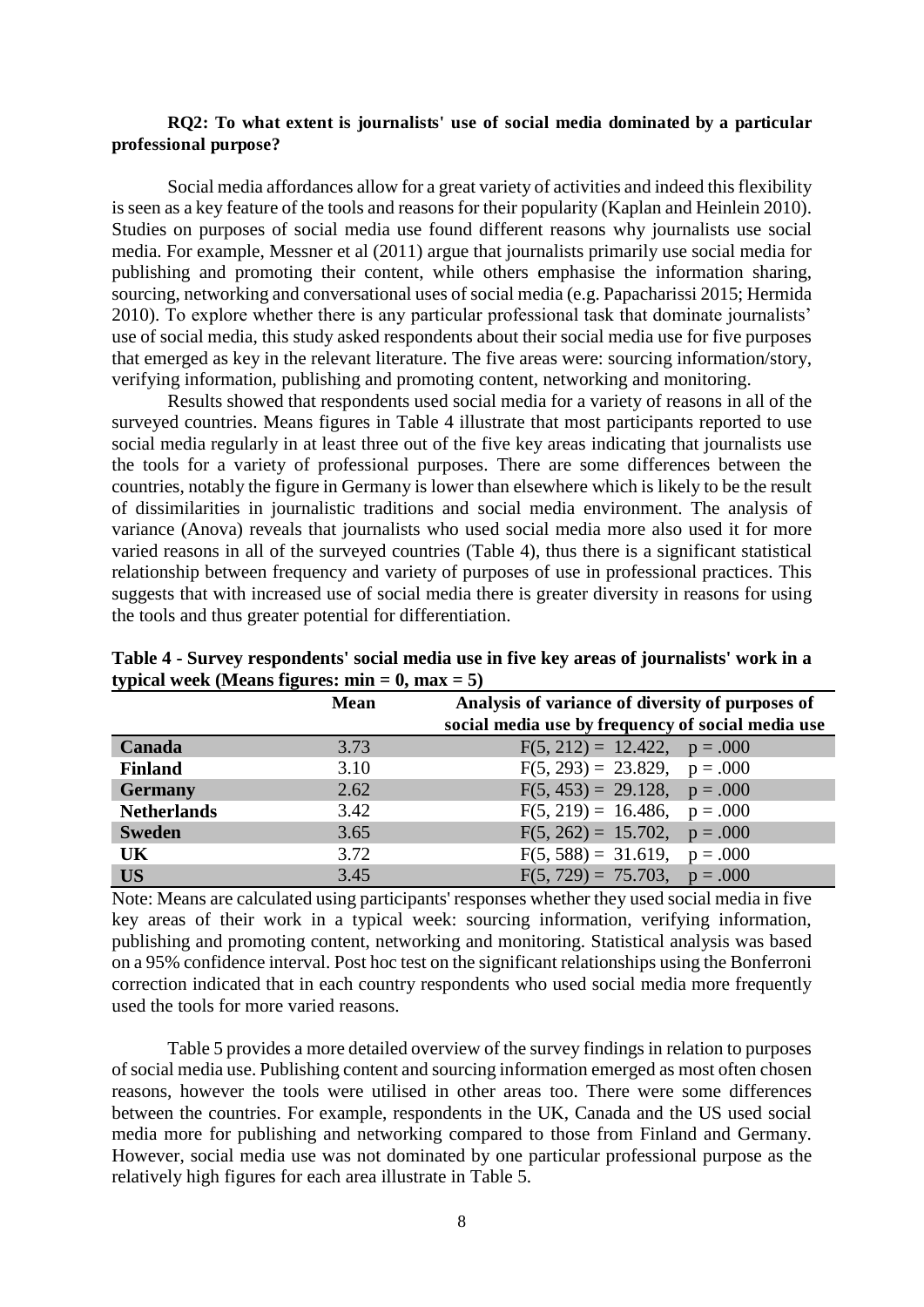**RQ2: To what extent is journalists' use of social media dominated by a particular professional purpose?**

Social media affordances allow for a great variety of activities and indeed this flexibility is seen as a key feature of the tools and reasons for their popularity (Kaplan and Heinlein 2010). Studies on purposes of social media use found different reasons why journalists use social media. For example, Messner et al (2011) argue that journalists primarily use social media for publishing and promoting their content, while others emphasise the information sharing, sourcing, networking and conversational uses of social media (e.g. Papacharissi 2015; Hermida 2010). To explore whether there is any particular professional task that dominate journalists' use of social media, this study asked respondents about their social media use for five purposes that emerged as key in the relevant literature. The five areas were: sourcing information/story, verifying information, publishing and promoting content, networking and monitoring.

Results showed that respondents used social media for a variety of reasons in all of the surveyed countries. Means figures in Table 4 illustrate that most participants reported to use social media regularly in at least three out of the five key areas indicating that journalists use the tools for a variety of professional purposes. There are some differences between the countries, notably the figure in Germany is lower than elsewhere which is likely to be the result of dissimilarities in journalistic traditions and social media environment. The analysis of variance (Anova) reveals that journalists who used social media more also used it for more varied reasons in all of the surveyed countries (Table 4), thus there is a significant statistical relationship between frequency and variety of purposes of use in professional practices. This suggests that with increased use of social media there is greater diversity in reasons for using the tools and thus greater potential for differentiation.

**Table 4 - Survey respondents' social media use in five key areas of journalists' work in a typical week (Means figures: min = 0, max = 5)**

| | Mean | Analysis of variance of diversity of purposes of social media use by frequency of social media use |
|---|---|---|
| **Canada** | 3.73 | $F(5, 212) = 12.422$, $p = .000$ |
| **Finland** | 3.10 | $F(5, 293) = 23.829$, $p = .000$ |
| **Germany** | 2.62 | $F(5, 453) = 29.128$, $p = .000$ |
| **Netherlands** | 3.42 | $F(5, 219) = 16.486$, $p = .000$ |
| **Sweden** | 3.65 | $F(5, 262) = 15.702$, $p = .000$ |
| **UK** | 3.72 | $F(5, 588) = 31.619$, $p = .000$ |
| **US** | 3.45 | $F(5, 729) = 75.703$, $p = .000$ |

Note: Means are calculated using participants' responses whether they used social media in five key areas of their work in a typical week: sourcing information, verifying information, publishing and promoting content, networking and monitoring. Statistical analysis was based on a 95% confidence interval. Post hoc test on the significant relationships using the Bonferroni correction indicated that in each country respondents who used social media more frequently used the tools for more varied reasons.

Table 5 provides a more detailed overview of the survey findings in relation to purposes of social media use. Publishing content and sourcing information emerged as most often chosen reasons, however the tools were utilised in other areas too. There were some differences between the countries. For example, respondents in the UK, Canada and the US used social media more for publishing and networking compared to those from Finland and Germany. However, social media use was not dominated by one particular professional purpose as the relatively high figures for each area illustrate in Table 5.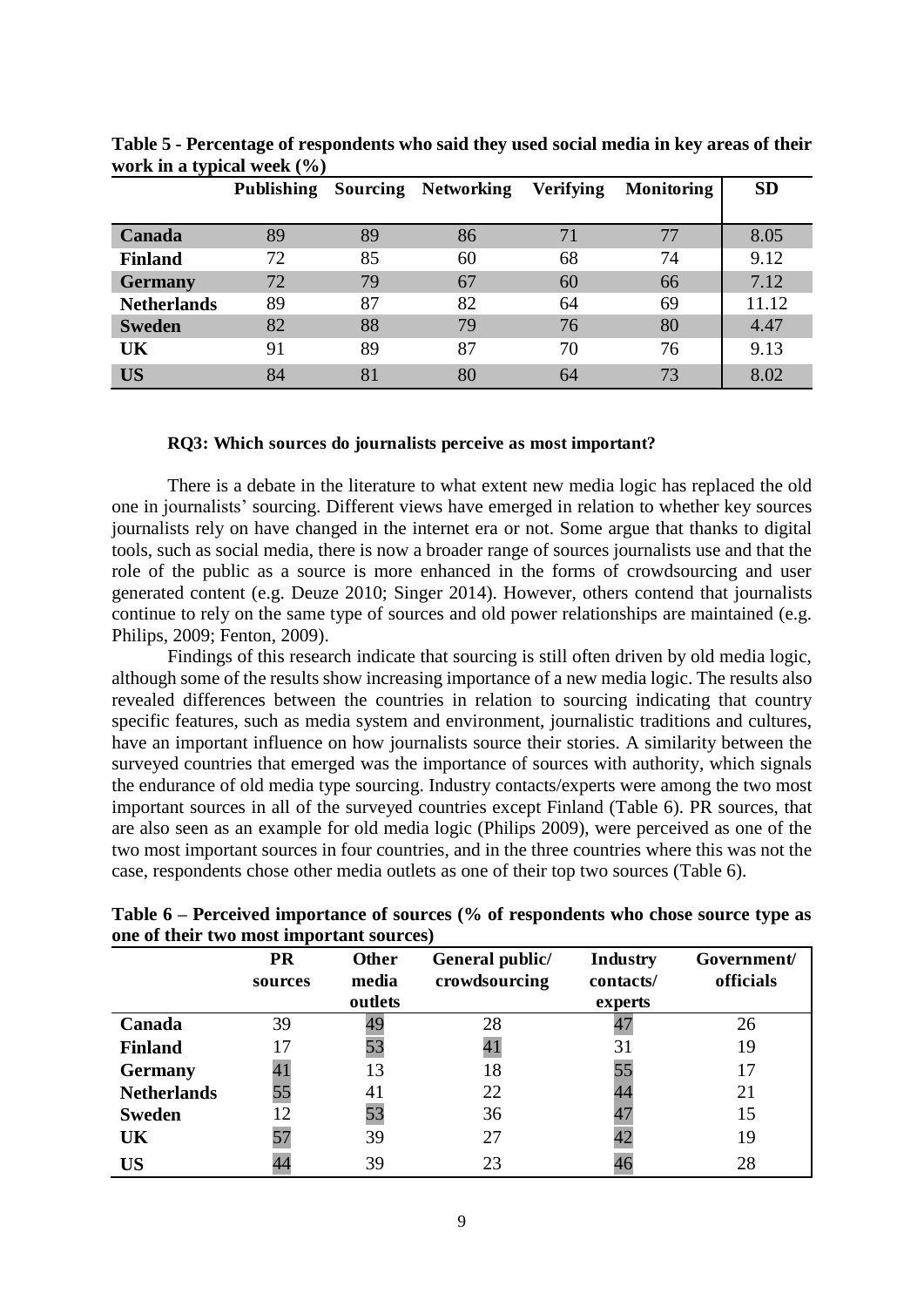**Table 5 - Percentage of respondents who said they used social media in key areas of their work in a typical week (%)**

| | Publishing | Sourcing | Networking | Verifying | Monitoring | SD |
|---|---|---|---|---|---|---|
| **Canada** | 89 | 89 | 86 | 71 | 77 | 8.05 |
| **Finland** | 72 | 85 | 60 | 68 | 74 | 9.12 |
| **Germany** | 72 | 79 | 67 | 60 | 66 | 7.12 |
| **Netherlands** | 89 | 87 | 82 | 64 | 69 | 11.12 |
| **Sweden** | 82 | 88 | 79 | 76 | 80 | 4.47 |
| **UK** | 91 | 89 | 87 | 70 | 76 | 9.13 |
| **US** | 84 | 81 | 80 | 64 | 73 | 8.02 |

**RQ3: Which sources do journalists perceive as most important?**

There is a debate in the literature to what extent new media logic has replaced the old one in journalists' sourcing. Different views have emerged in relation to whether key sources journalists rely on have changed in the internet era or not. Some argue that thanks to digital tools, such as social media, there is now a broader range of sources journalists use and that the role of the public as a source is more enhanced in the forms of crowdsourcing and user generated content (e.g. Deuze 2010; Singer 2014). However, others contend that journalists continue to rely on the same type of sources and old power relationships are maintained (e.g. Philips, 2009; Fenton, 2009).

Findings of this research indicate that sourcing is still often driven by old media logic, although some of the results show increasing importance of a new media logic. The results also revealed differences between the countries in relation to sourcing indicating that country specific features, such as media system and environment, journalistic traditions and cultures, have an important influence on how journalists source their stories. A similarity between the surveyed countries that emerged was the importance of sources with authority, which signals the endurance of old media type sourcing. Industry contacts/experts were among the two most important sources in all of the surveyed countries except Finland (Table 6). PR sources, that are also seen as an example for old media logic (Philips 2009), were perceived as one of the two most important sources in four countries, and in the three countries where this was not the case, respondents chose other media outlets as one of their top two sources (Table 6).

**Table 6 – Perceived importance of sources (% of respondents who chose source type as one of their two most important sources)**

| | PR sources | Other media outlets | General public/ crowdsourcing | Industry contacts/ experts | Government/ officials |
|---|---|---|---|---|---|
| **Canada** | 39 | 49 | 28 | 47 | 26 |
| **Finland** | 17 | 53 | 41 | 31 | 19 |
| **Germany** | 41 | 13 | 18 | 55 | 17 |
| **Netherlands** | 55 | 41 | 22 | 44 | 21 |
| **Sweden** | 12 | 53 | 36 | 47 | 15 |
| **UK** | 57 | 39 | 27 | 42 | 19 |
| **US** | 44 | 39 | 23 | 46 | 28 |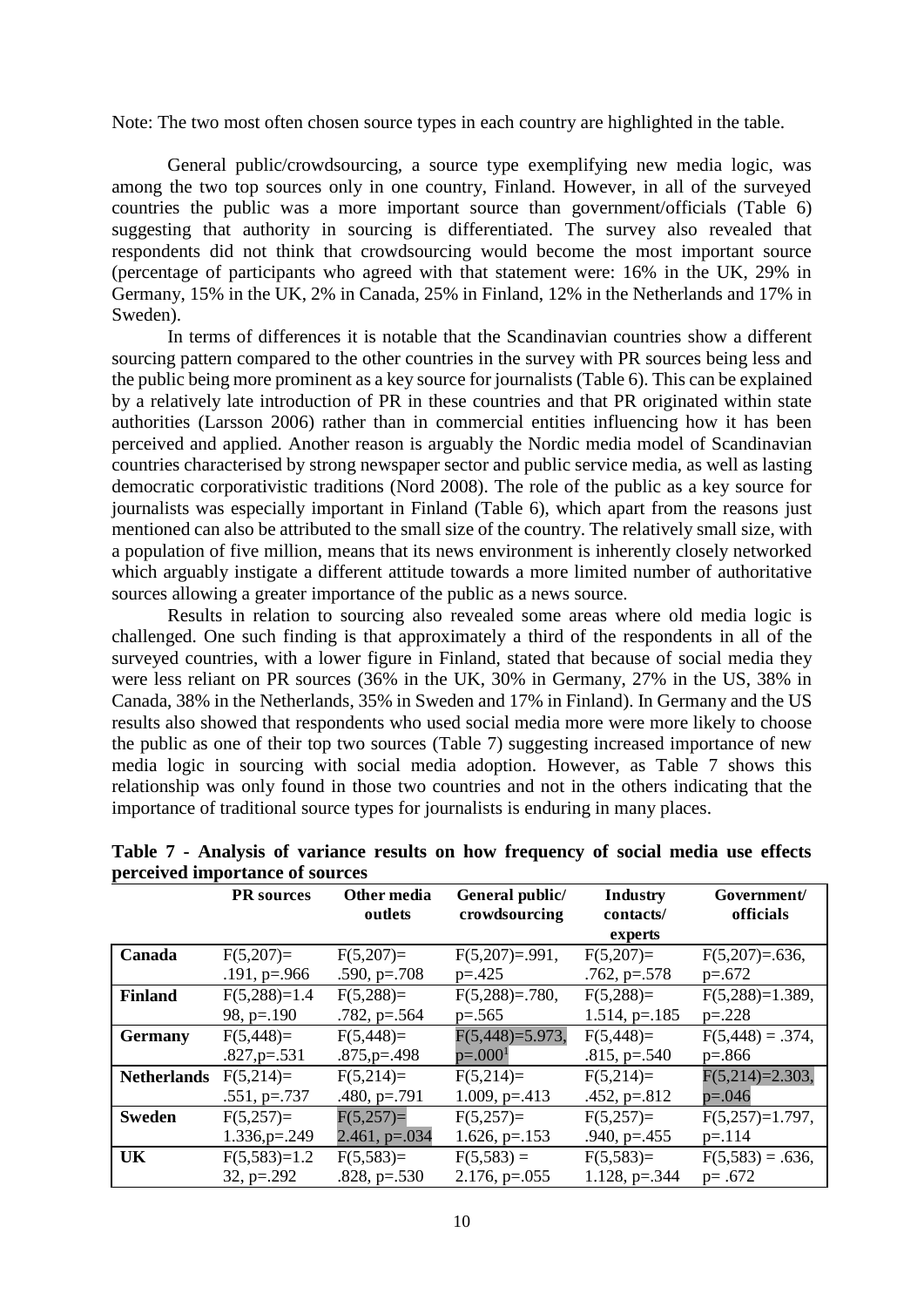Note: The two most often chosen source types in each country are highlighted in the table.

General public/crowdsourcing, a source type exemplifying new media logic, was among the two top sources only in one country, Finland. However, in all of the surveyed countries the public was a more important source than government/officials (Table 6) suggesting that authority in sourcing is differentiated. The survey also revealed that respondents did not think that crowdsourcing would become the most important source (percentage of participants who agreed with that statement were: 16% in the UK, 29% in Germany, 15% in the UK, 2% in Canada, 25% in Finland, 12% in the Netherlands and 17% in Sweden).

In terms of differences it is notable that the Scandinavian countries show a different sourcing pattern compared to the other countries in the survey with PR sources being less and the public being more prominent as a key source for journalists (Table 6). This can be explained by a relatively late introduction of PR in these countries and that PR originated within state authorities (Larsson 2006) rather than in commercial entities influencing how it has been perceived and applied. Another reason is arguably the Nordic media model of Scandinavian countries characterised by strong newspaper sector and public service media, as well as lasting democratic corporativistic traditions (Nord 2008). The role of the public as a key source for journalists was especially important in Finland (Table 6), which apart from the reasons just mentioned can also be attributed to the small size of the country. The relatively small size, with a population of five million, means that its news environment is inherently closely networked which arguably instigate a different attitude towards a more limited number of authoritative sources allowing a greater importance of the public as a news source.

Results in relation to sourcing also revealed some areas where old media logic is challenged. One such finding is that approximately a third of the respondents in all of the surveyed countries, with a lower figure in Finland, stated that because of social media they were less reliant on PR sources (36% in the UK, 30% in Germany, 27% in the US, 38% in Canada, 38% in the Netherlands, 35% in Sweden and 17% in Finland). In Germany and the US results also showed that respondents who used social media more were more likely to choose the public as one of their top two sources (Table 7) suggesting increased importance of new media logic in sourcing with social media adoption. However, as Table 7 shows this relationship was only found in those two countries and not in the others indicating that the importance of traditional source types for journalists is enduring in many places.

**Table 7 - Analysis of variance results on how frequency of social media use effects perceived importance of sources**

| | PR sources | Other media outlets | General public/ crowdsourcing | Industry contacts/ experts | Government/ officials |
|---|---|---|---|---|---|
| **Canada** | $F(5,207)=.191$, $p=.966$ | $F(5,207)=.590$, $p=.708$ | $F(5,207)=.991$, $p=.425$ | $F(5,207)=.762$, $p=.578$ | $F(5,207)=.636$, $p=.672$ |
| **Finland** | $F(5,288)=1.498$, $p=.190$ | $F(5,288)=.782$, $p=.564$ | $F(5,288)=.780$, $p=.565$ | $F(5,288)=1.514$, $p=.185$ | $F(5,288)=1.389$, $p=.228$ |
| **Germany** | $F(5,448)=.827$, $p=.531$ | $F(5,448)=.875$, $p=.498$ | $F(5,448)=5.973$, $p=.000$[1] | $F(5,448)=.815$, $p=.540$ | $F(5,448)=.374$, $p=.866$ |
| **Netherlands** | $F(5,214)=.551$, $p=.737$ | $F(5,214)=.480$, $p=.791$ | $F(5,214)=1.009$, $p=.413$ | $F(5,214)=.452$, $p=.812$ | $F(5,214)=2.303$, $p=.046$ |
| **Sweden** | $F(5,257)=1.336$, $p=.249$ | $F(5,257)=2.461$, $p=.034$ | $F(5,257)=1.626$, $p=.153$ | $F(5,257)=.940$, $p=.455$ | $F(5,257)=1.797$, $p=.114$ |
| **UK** | $F(5,583)=1.232$, $p=.292$ | $F(5,583)=.828$, $p=.530$ | $F(5,583)=2.176$, $p=.055$ | $F(5,583)=1.128$, $p=.344$ | $F(5,583)=.636$, $p=.672$ |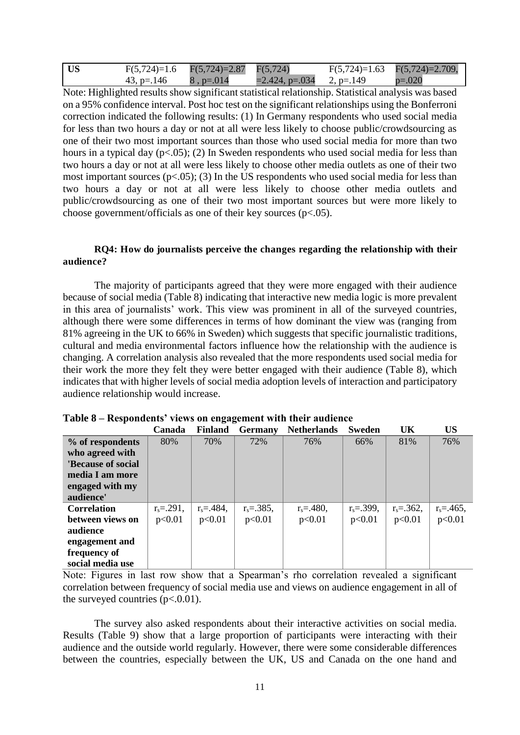| US | $F(5,724)=1.643$, $p=.146$ | $F(5,724)=2.878$, $p=.014$ | $F(5,724)=2.424$, $p=.034$ | $F(5,724)=1.632$, $p=.149$ | $F(5,724)=2.709$, $p=.020$ |
|---|---|---|---|---|---|

Note: Highlighted results show significant statistical relationship. Statistical analysis was based on a 95% confidence interval. Post hoc test on the significant relationships using the Bonferroni correction indicated the following results: (1) In Germany respondents who used social media for less than two hours a day or not at all were less likely to choose public/crowdsourcing as one of their two most important sources than those who used social media for more than two hours in a typical day ($p<.05$); (2) In Sweden respondents who used social media for less than two hours a day or not at all were less likely to choose other media outlets as one of their two most important sources ($p<.05$); (3) In the US respondents who used social media for less than two hours a day or not at all were less likely to choose other media outlets and public/crowdsourcing as one of their two most important sources but were more likely to choose government/officials as one of their key sources ($p<.05$).

**RQ4: How do journalists perceive the changes regarding the relationship with their audience?**

The majority of participants agreed that they were more engaged with their audience because of social media (Table 8) indicating that interactive new media logic is more prevalent in this area of journalists' work. This view was prominent in all of the surveyed countries, although there were some differences in terms of how dominant the view was (ranging from 81% agreeing in the UK to 66% in Sweden) which suggests that specific journalistic traditions, cultural and media environmental factors influence how the relationship with the audience is changing. A correlation analysis also revealed that the more respondents used social media for their work the more they felt they were better engaged with their audience (Table 8), which indicates that with higher levels of social media adoption levels of interaction and participatory audience relationship would increase.

**Table 8 – Respondents' views on engagement with their audience**

| | Canada | Finland | Germany | Netherlands | Sweden | UK | US |
|---|---|---|---|---|---|---|---|
| **% of respondents who agreed with 'Because of social media I am more engaged with my audience'** | 80% | 70% | 72% | 76% | 66% | 81% | 76% |
| **Correlation between views on audience engagement and frequency of social media use** | $r_s=.291$, $p<0.01$ | $r_s=.484$, $p<0.01$ | $r_s=.385$, $p<0.01$ | $r_s=.480$, $p<0.01$ | $r_s=.399$, $p<0.01$ | $r_s=.362$, $p<0.01$ | $r_s=.465$, $p<0.01$ |

Note: Figures in last row show that a Spearman's rho correlation revealed a significant correlation between frequency of social media use and views on audience engagement in all of the surveyed countries ($p<0.01$).

The survey also asked respondents about their interactive activities on social media. Results (Table 9) show that a large proportion of participants were interacting with their audience and the outside world regularly. However, there were some considerable differences between the countries, especially between the UK, US and Canada on the one hand and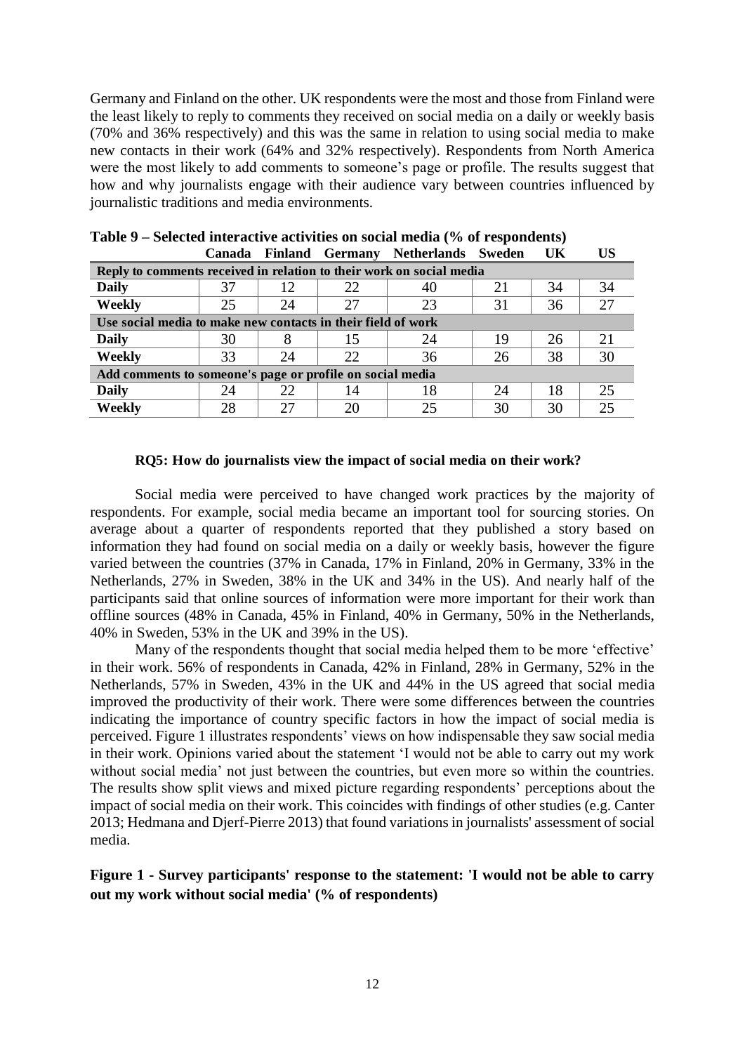Germany and Finland on the other. UK respondents were the most and those from Finland were the least likely to reply to comments they received on social media on a daily or weekly basis (70% and 36% respectively) and this was the same in relation to using social media to make new contacts in their work (64% and 32% respectively). Respondents from North America were the most likely to add comments to someone's page or profile. The results suggest that how and why journalists engage with their audience vary between countries influenced by journalistic traditions and media environments.

**Table 9 – Selected interactive activities on social media (% of respondents)**

| | Canada | Finland | Germany | Netherlands | Sweden | UK | US |
|---|---|---|---|---|---|---|---|
| **Reply to comments received in relation to their work on social media** | | | | | | | |
| **Daily** | 37 | 12 | 22 | 40 | 21 | 34 | 34 |
| **Weekly** | 25 | 24 | 27 | 23 | 31 | 36 | 27 |
| **Use social media to make new contacts in their field of work** | | | | | | | |
| **Daily** | 30 | 8 | 15 | 24 | 19 | 26 | 21 |
| **Weekly** | 33 | 24 | 22 | 36 | 26 | 38 | 30 |
| **Add comments to someone's page or profile on social media** | | | | | | | |
| **Daily** | 24 | 22 | 14 | 18 | 24 | 18 | 25 |
| **Weekly** | 28 | 27 | 20 | 25 | 30 | 30 | 25 |

**RQ5: How do journalists view the impact of social media on their work?**

Social media were perceived to have changed work practices by the majority of respondents. For example, social media became an important tool for sourcing stories. On average about a quarter of respondents reported that they published a story based on information they had found on social media on a daily or weekly basis, however the figure varied between the countries (37% in Canada, 17% in Finland, 20% in Germany, 33% in the Netherlands, 27% in Sweden, 38% in the UK and 34% in the US). And nearly half of the participants said that online sources of information were more important for their work than offline sources (48% in Canada, 45% in Finland, 40% in Germany, 50% in the Netherlands, 40% in Sweden, 53% in the UK and 39% in the US).

Many of the respondents thought that social media helped them to be more 'effective' in their work. 56% of respondents in Canada, 42% in Finland, 28% in Germany, 52% in the Netherlands, 57% in Sweden, 43% in the UK and 44% in the US agreed that social media improved the productivity of their work. There were some differences between the countries indicating the importance of country specific factors in how the impact of social media is perceived. Figure 1 illustrates respondents' views on how indispensable they saw social media in their work. Opinions varied about the statement 'I would not be able to carry out my work without social media' not just between the countries, but even more so within the countries. The results show split views and mixed picture regarding respondents' perceptions about the impact of social media on their work. This coincides with findings of other studies (e.g. Canter 2013; Hedmana and Djerf-Pierre 2013) that found variations in journalists' assessment of social media.

**Figure 1 - Survey participants' response to the statement: 'I would not be able to carry out my work without social media' (% of respondents)**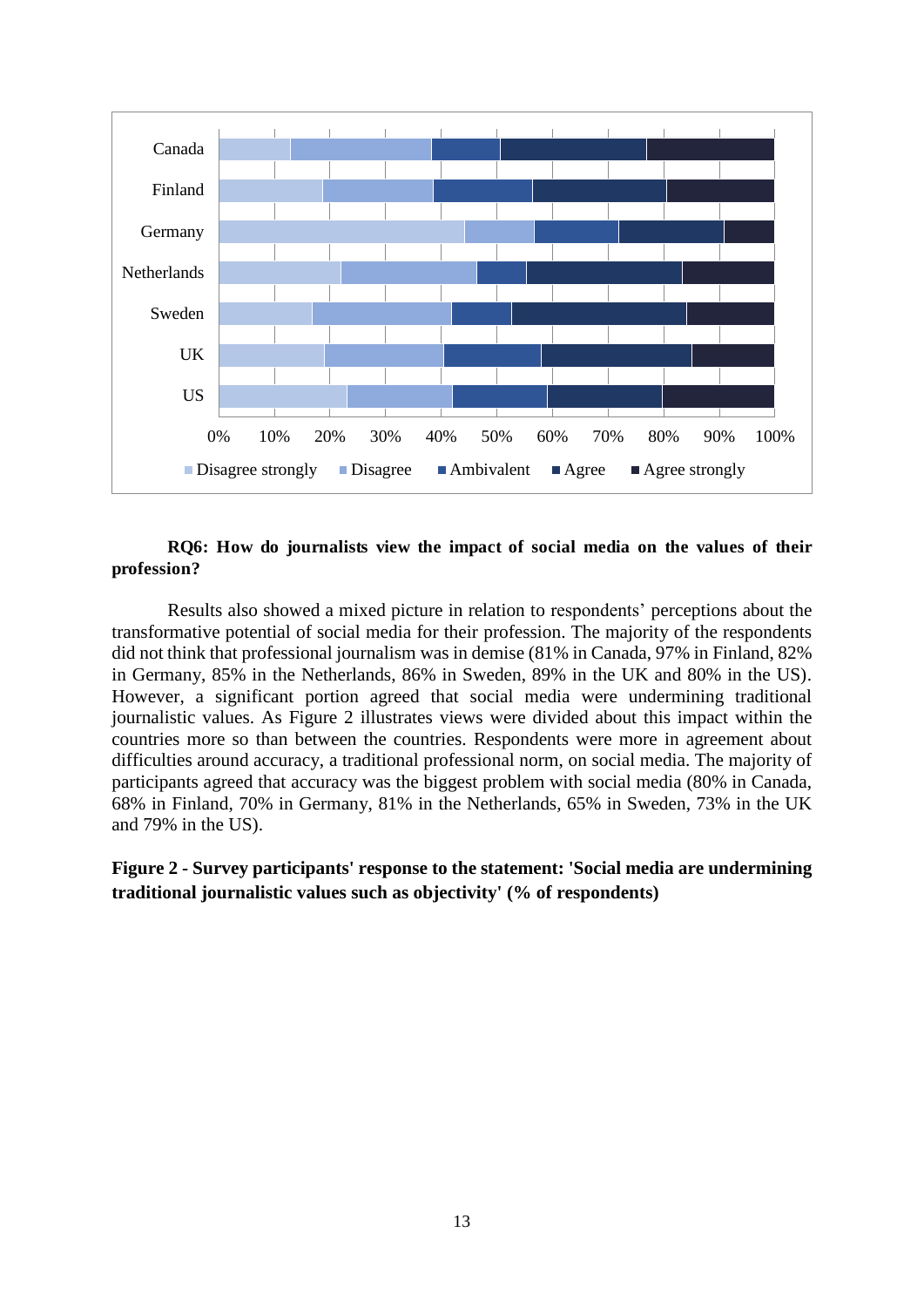**RQ6: How do journalists view the impact of social media on the values of their profession?**

Results also showed a mixed picture in relation to respondents' perceptions about the transformative potential of social media for their profession. The majority of the respondents did not think that professional journalism was in demise (81% in Canada, 97% in Finland, 82% in Germany, 85% in the Netherlands, 86% in Sweden, 89% in the UK and 80% in the US). However, a significant portion agreed that social media were undermining traditional journalistic values. As Figure 2 illustrates views were divided about this impact within the countries more so than between the countries. Respondents were more in agreement about difficulties around accuracy, a traditional professional norm, on social media. The majority of participants agreed that accuracy was the biggest problem with social media (80% in Canada, 68% in Finland, 70% in Germany, 81% in the Netherlands, 65% in Sweden, 73% in the UK and 79% in the US).

**Figure 2 - Survey participants' response to the statement: 'Social media are undermining traditional journalistic values such as objectivity' (% of respondents)**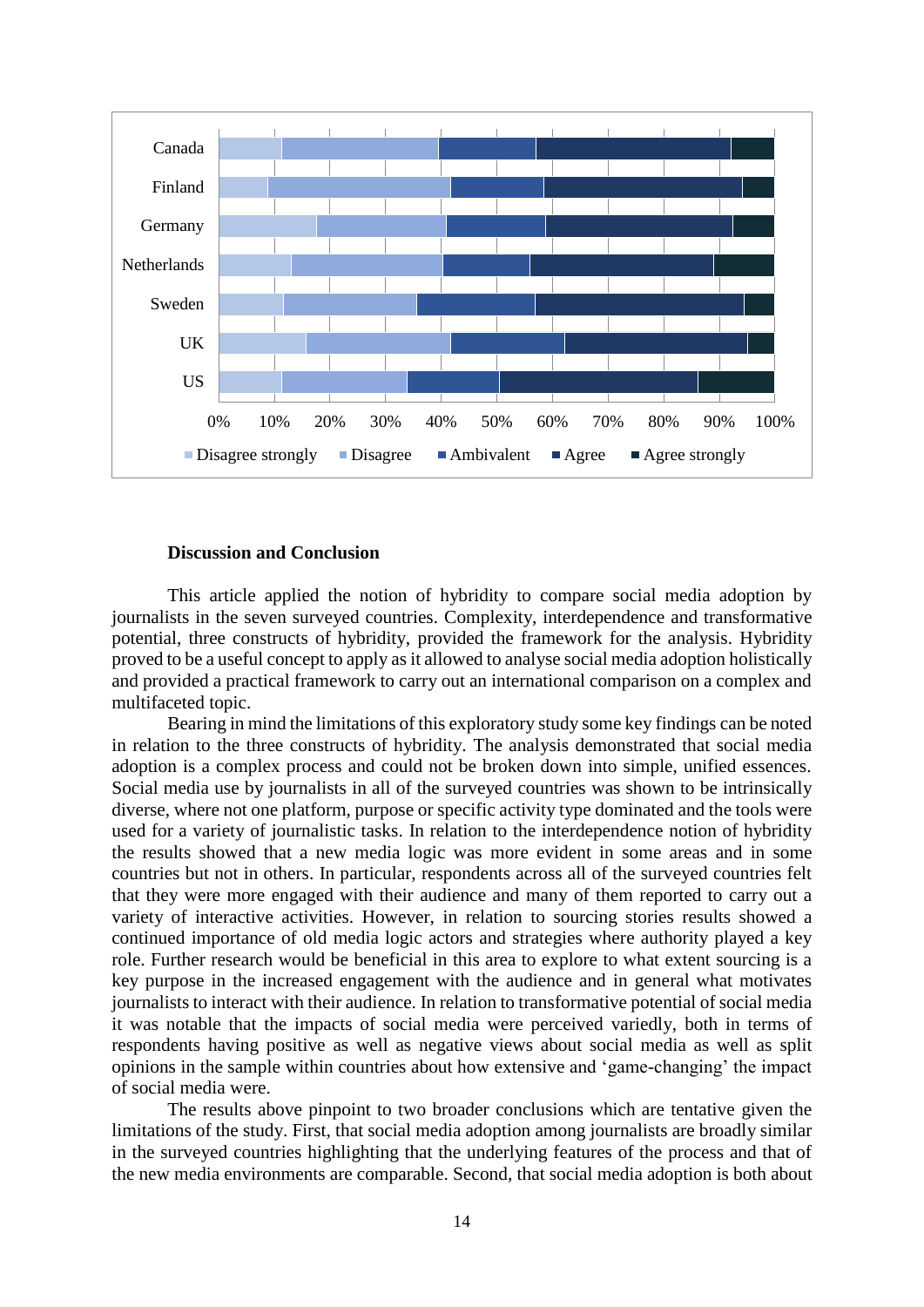## Discussion and Conclusion

This article applied the notion of hybridity to compare social media adoption by journalists in the seven surveyed countries. Complexity, interdependence and transformative potential, three constructs of hybridity, provided the framework for the analysis. Hybridity proved to be a useful concept to apply as it allowed to analyse social media adoption holistically and provided a practical framework to carry out an international comparison on a complex and multifaceted topic.

Bearing in mind the limitations of this exploratory study some key findings can be noted in relation to the three constructs of hybridity. The analysis demonstrated that social media adoption is a complex process and could not be broken down into simple, unified essences. Social media use by journalists in all of the surveyed countries was shown to be intrinsically diverse, where not one platform, purpose or specific activity type dominated and the tools were used for a variety of journalistic tasks. In relation to the interdependence notion of hybridity the results showed that a new media logic was more evident in some areas and in some countries but not in others. In particular, respondents across all of the surveyed countries felt that they were more engaged with their audience and many of them reported to carry out a variety of interactive activities. However, in relation to sourcing stories results showed a continued importance of old media logic actors and strategies where authority played a key role. Further research would be beneficial in this area to explore to what extent sourcing is a key purpose in the increased engagement with the audience and in general what motivates journalists to interact with their audience. In relation to transformative potential of social media it was notable that the impacts of social media were perceived variedly, both in terms of respondents having positive as well as negative views about social media as well as split opinions in the sample within countries about how extensive and 'game-changing' the impact of social media were.

The results above pinpoint to two broader conclusions which are tentative given the limitations of the study. First, that social media adoption among journalists are broadly similar in the surveyed countries highlighting that the underlying features of the process and that of the new media environments are comparable. Second, that social media adoption is both about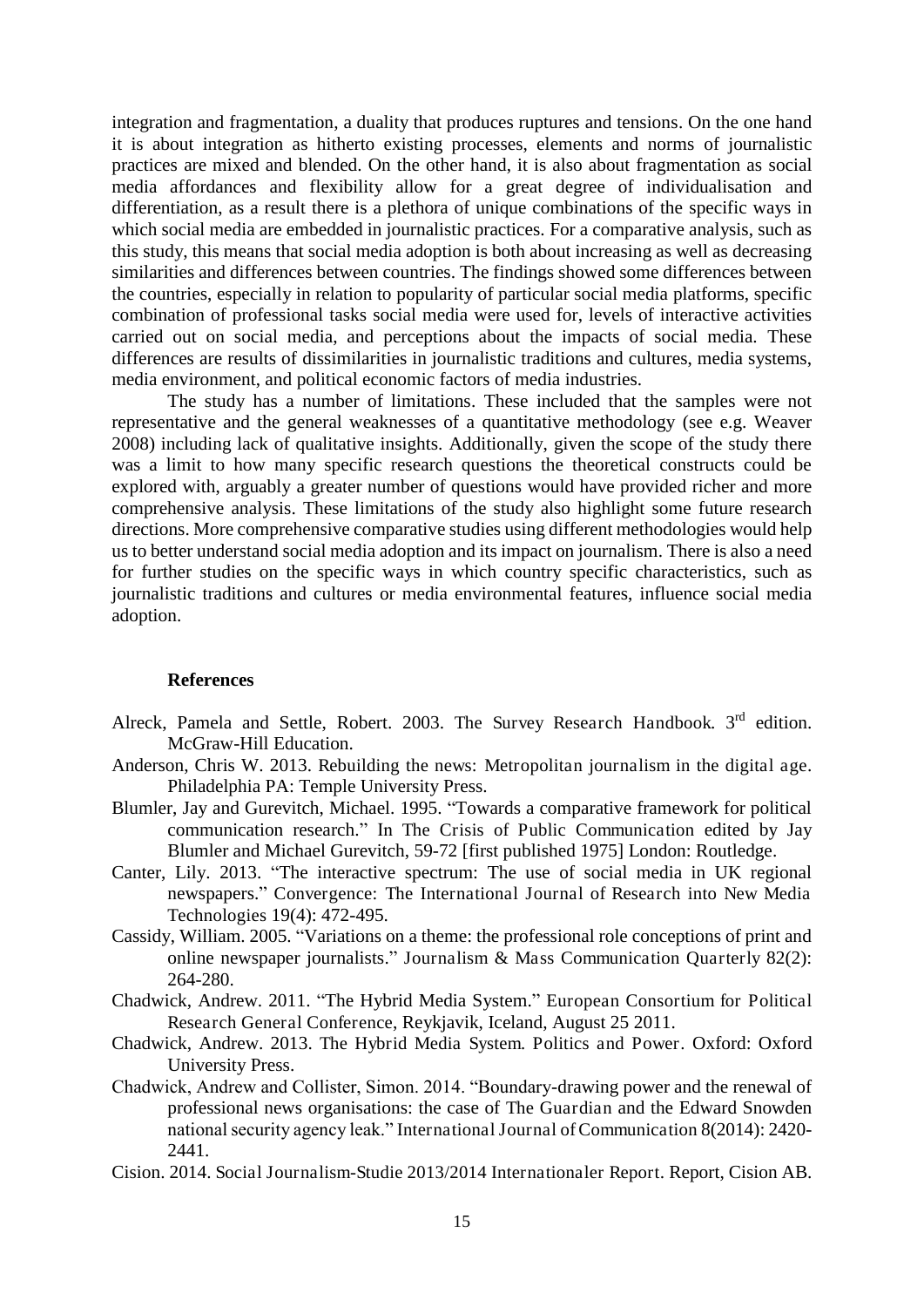integration and fragmentation, a duality that produces ruptures and tensions. On the one hand it is about integration as hitherto existing processes, elements and norms of journalistic practices are mixed and blended. On the other hand, it is also about fragmentation as social media affordances and flexibility allow for a great degree of individualisation and differentiation, as a result there is a plethora of unique combinations of the specific ways in which social media are embedded in journalistic practices. For a comparative analysis, such as this study, this means that social media adoption is both about increasing as well as decreasing similarities and differences between countries. The findings showed some differences between the countries, especially in relation to popularity of particular social media platforms, specific combination of professional tasks social media were used for, levels of interactive activities carried out on social media, and perceptions about the impacts of social media. These differences are results of dissimilarities in journalistic traditions and cultures, media systems, media environment, and political economic factors of media industries.

The study has a number of limitations. These included that the samples were not representative and the general weaknesses of a quantitative methodology (see e.g. Weaver 2008) including lack of qualitative insights. Additionally, given the scope of the study there was a limit to how many specific research questions the theoretical constructs could be explored with, arguably a greater number of questions would have provided richer and more comprehensive analysis. These limitations of the study also highlight some future research directions. More comprehensive comparative studies using different methodologies would help us to better understand social media adoption and its impact on journalism. There is also a need for further studies on the specific ways in which country specific characteristics, such as journalistic traditions and cultures or media environmental features, influence social media adoption.

## References

Alreck, Pamela and Settle, Robert. 2003. The Survey Research Handbook. 3rd edition. McGraw-Hill Education.

Anderson, Chris W. 2013. Rebuilding the news: Metropolitan journalism in the digital age. Philadelphia PA: Temple University Press.

Blumler, Jay and Gurevitch, Michael. 1995. "Towards a comparative framework for political communication research." In The Crisis of Public Communication edited by Jay Blumler and Michael Gurevitch, 59-72 [first published 1975] London: Routledge.

Canter, Lily. 2013. "The interactive spectrum: The use of social media in UK regional newspapers." Convergence: The International Journal of Research into New Media Technologies 19(4): 472-495.

Cassidy, William. 2005. "Variations on a theme: the professional role conceptions of print and online newspaper journalists." Journalism & Mass Communication Quarterly 82(2): 264-280.

Chadwick, Andrew. 2011. "The Hybrid Media System." European Consortium for Political Research General Conference, Reykjavik, Iceland, August 25 2011.

Chadwick, Andrew. 2013. The Hybrid Media System. Politics and Power. Oxford: Oxford University Press.

Chadwick, Andrew and Collister, Simon. 2014. "Boundary-drawing power and the renewal of professional news organisations: the case of The Guardian and the Edward Snowden national security agency leak." International Journal of Communication 8(2014): 2420-2441.

Cision. 2014. Social Journalism-Studie 2013/2014 Internationaler Report. Report, Cision AB.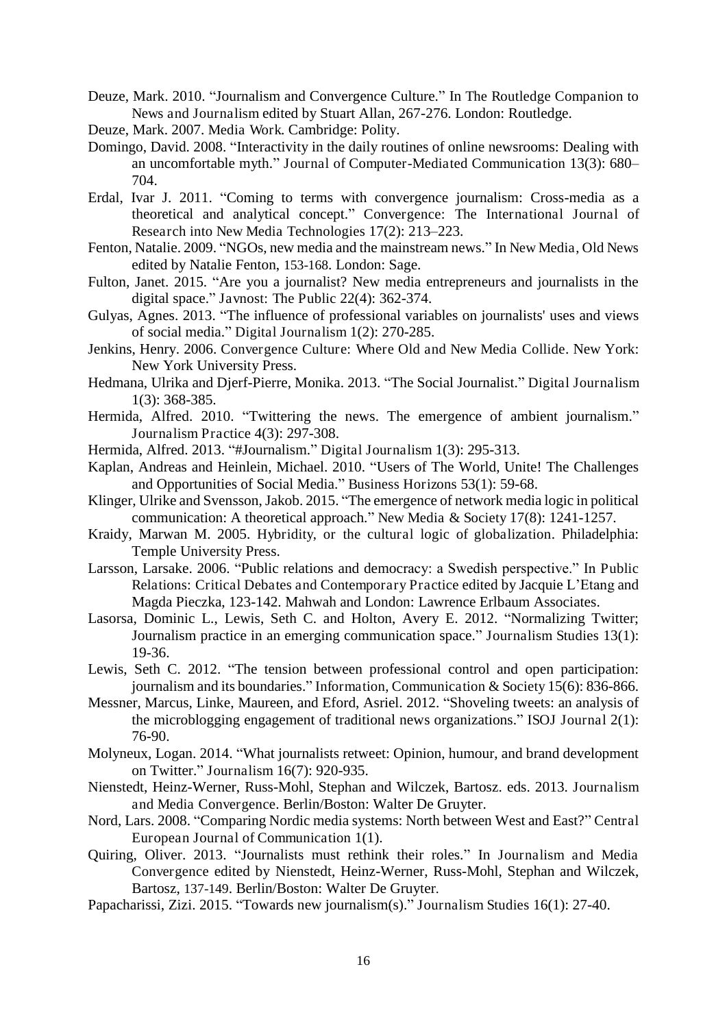Deuze, Mark. 2010. "Journalism and Convergence Culture." In The Routledge Companion to News and Journalism edited by Stuart Allan, 267-276. London: Routledge.

Deuze, Mark. 2007. Media Work. Cambridge: Polity.

Domingo, David. 2008. "Interactivity in the daily routines of online newsrooms: Dealing with an uncomfortable myth." Journal of Computer-Mediated Communication 13(3): 680–704.

Erdal, Ivar J. 2011. "Coming to terms with convergence journalism: Cross-media as a theoretical and analytical concept." Convergence: The International Journal of Research into New Media Technologies 17(2): 213–223.

Fenton, Natalie. 2009. "NGOs, new media and the mainstream news." In New Media, Old News edited by Natalie Fenton, 153-168. London: Sage.

Fulton, Janet. 2015. "Are you a journalist? New media entrepreneurs and journalists in the digital space." Javnost: The Public 22(4): 362-374.

Gulyas, Agnes. 2013. "The influence of professional variables on journalists' uses and views of social media." Digital Journalism 1(2): 270-285.

Jenkins, Henry. 2006. Convergence Culture: Where Old and New Media Collide. New York: New York University Press.

Hedmana, Ulrika and Djerf-Pierre, Monika. 2013. "The Social Journalist." Digital Journalism 1(3): 368-385.

Hermida, Alfred. 2010. "Twittering the news. The emergence of ambient journalism." Journalism Practice 4(3): 297-308.

Hermida, Alfred. 2013. "#Journalism." Digital Journalism 1(3): 295-313.

Kaplan, Andreas and Heinlein, Michael. 2010. "Users of The World, Unite! The Challenges and Opportunities of Social Media." Business Horizons 53(1): 59-68.

Klinger, Ulrike and Svensson, Jakob. 2015. "The emergence of network media logic in political communication: A theoretical approach." New Media & Society 17(8): 1241-1257.

Kraidy, Marwan M. 2005. Hybridity, or the cultural logic of globalization. Philadelphia: Temple University Press.

Larsson, Larsake. 2006. "Public relations and democracy: a Swedish perspective." In Public Relations: Critical Debates and Contemporary Practice edited by Jacquie L'Etang and Magda Pieczka, 123-142. Mahwah and London: Lawrence Erlbaum Associates.

Lasorsa, Dominic L., Lewis, Seth C. and Holton, Avery E. 2012. "Normalizing Twitter; Journalism practice in an emerging communication space." Journalism Studies 13(1): 19-36.

Lewis, Seth C. 2012. "The tension between professional control and open participation: journalism and its boundaries." Information, Communication & Society 15(6): 836-866.

Messner, Marcus, Linke, Maureen, and Eford, Asriel. 2012. "Shoveling tweets: an analysis of the microblogging engagement of traditional news organizations." ISOJ Journal 2(1): 76-90.

Molyneux, Logan. 2014. "What journalists retweet: Opinion, humour, and brand development on Twitter." Journalism 16(7): 920-935.

Nienstedt, Heinz-Werner, Russ-Mohl, Stephan and Wilczek, Bartosz. eds. 2013. Journalism and Media Convergence. Berlin/Boston: Walter De Gruyter.

Nord, Lars. 2008. "Comparing Nordic media systems: North between West and East?" Central European Journal of Communication 1(1).

Quiring, Oliver. 2013. "Journalists must rethink their roles." In Journalism and Media Convergence edited by Nienstedt, Heinz-Werner, Russ-Mohl, Stephan and Wilczek, Bartosz, 137-149. Berlin/Boston: Walter De Gruyter.

Papacharissi, Zizi. 2015. "Towards new journalism(s)." Journalism Studies 16(1): 27-40.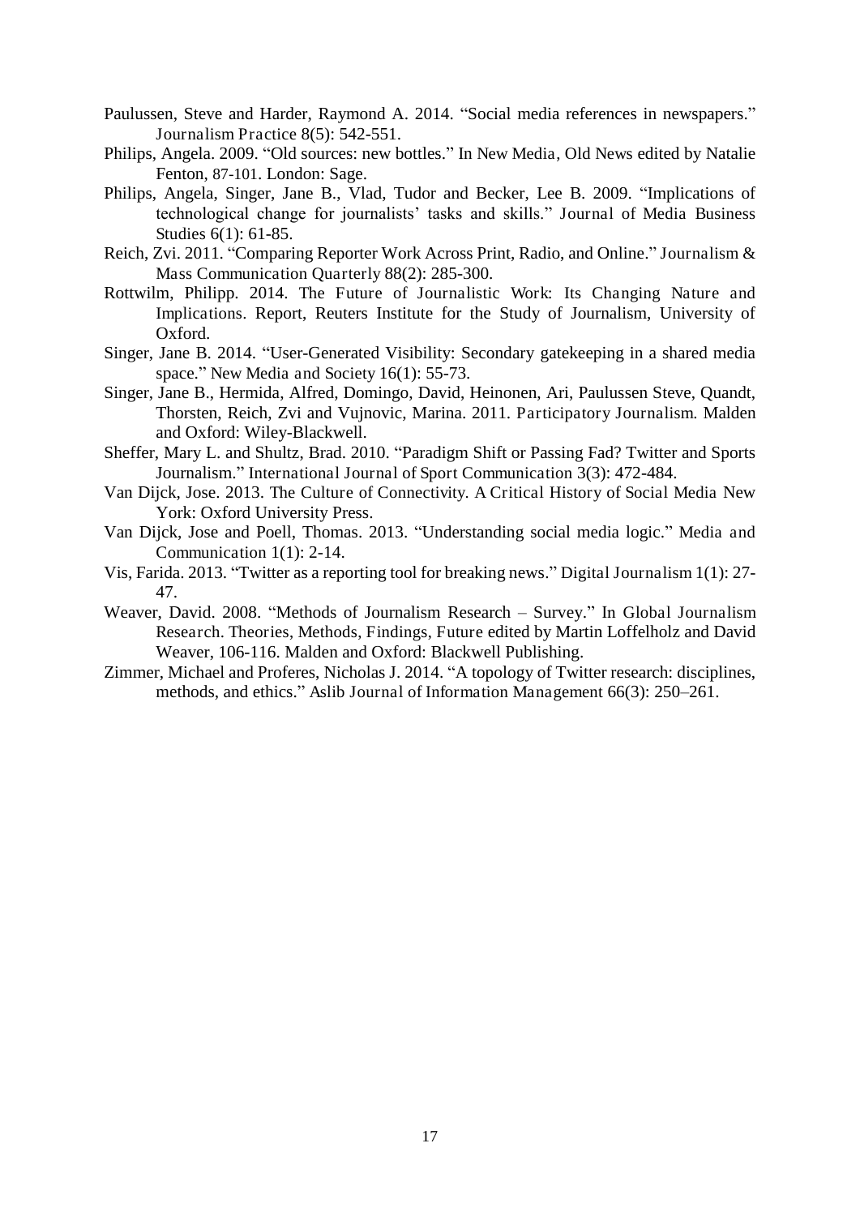Paulussen, Steve and Harder, Raymond A. 2014. “Social media references in newspapers.” Journalism Practice 8(5): 542-551.

Philips, Angela. 2009. “Old sources: new bottles.” In New Media, Old News edited by Natalie Fenton, 87-101. London: Sage.

Philips, Angela, Singer, Jane B., Vlad, Tudor and Becker, Lee B. 2009. “Implications of technological change for journalists’ tasks and skills.” Journal of Media Business Studies 6(1): 61-85.

Reich, Zvi. 2011. “Comparing Reporter Work Across Print, Radio, and Online.” Journalism & Mass Communication Quarterly 88(2): 285-300.

Rottwilm, Philipp. 2014. The Future of Journalistic Work: Its Changing Nature and Implications. Report, Reuters Institute for the Study of Journalism, University of Oxford.

Singer, Jane B. 2014. “User-Generated Visibility: Secondary gatekeeping in a shared media space.” New Media and Society 16(1): 55-73.

Singer, Jane B., Hermida, Alfred, Domingo, David, Heinonen, Ari, Paulussen Steve, Quandt, Thorsten, Reich, Zvi and Vujnovic, Marina. 2011. Participatory Journalism. Malden and Oxford: Wiley-Blackwell.

Sheffer, Mary L. and Shultz, Brad. 2010. “Paradigm Shift or Passing Fad? Twitter and Sports Journalism.” International Journal of Sport Communication 3(3): 472-484.

Van Dijck, Jose. 2013. The Culture of Connectivity. A Critical History of Social Media New York: Oxford University Press.

Van Dijck, Jose and Poell, Thomas. 2013. “Understanding social media logic.” Media and Communication 1(1): 2-14.

Vis, Farida. 2013. “Twitter as a reporting tool for breaking news.” Digital Journalism 1(1): 27-47.

Weaver, David. 2008. “Methods of Journalism Research – Survey.” In Global Journalism Research. Theories, Methods, Findings, Future edited by Martin Loffelholz and David Weaver, 106-116. Malden and Oxford: Blackwell Publishing.

Zimmer, Michael and Proferes, Nicholas J. 2014. “A topology of Twitter research: disciplines, methods, and ethics.” Aslib Journal of Information Management 66(3): 250–261.